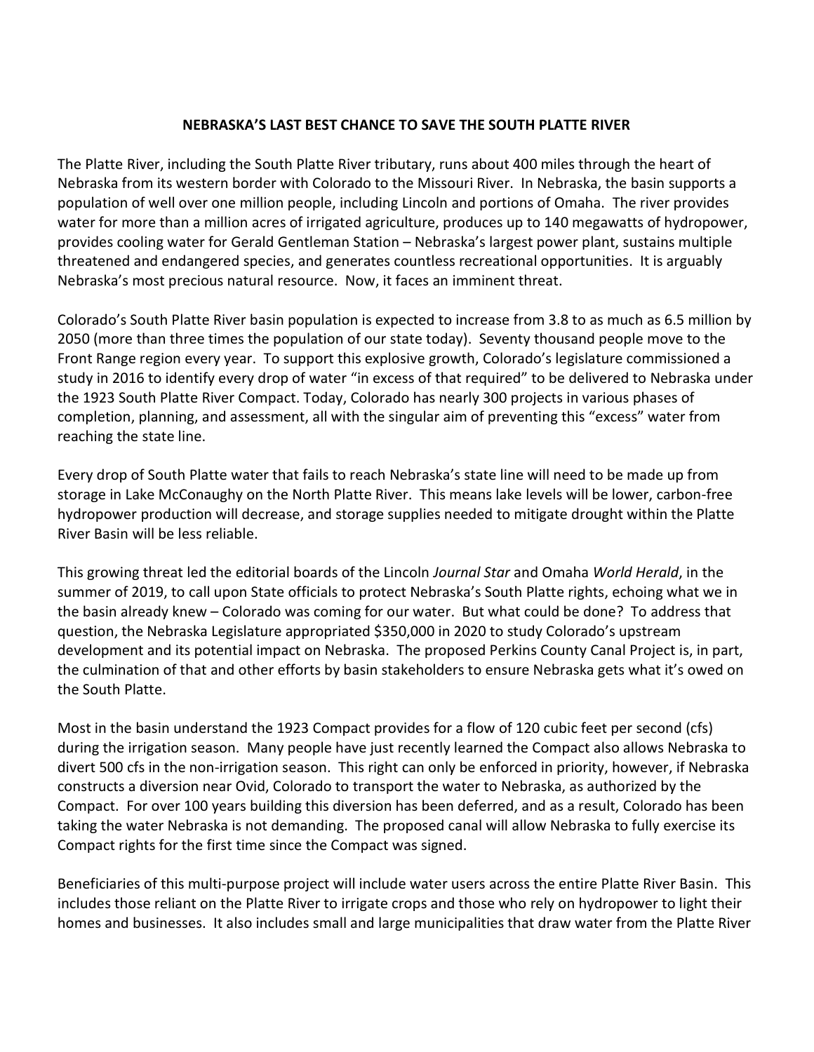**NEBRASKA'S LAST BEST CHANCE TO SAVE THE SOUTH PLATTE RIVER**

The Platte River, including the South Platte River tributary, runs about 400 miles through the heart of Nebraska from its western border with Colorado to the Missouri River. In Nebraska, the basin supports a population of well over one million people, including Lincoln and portions of Omaha. The river provides water for more than a million acres of irrigated agriculture, produces up to 140 megawatts of hydropower, provides cooling water for Gerald Gentleman Station – Nebraska's largest power plant, sustains multiple threatened and endangered species, and generates countless recreational opportunities. It is arguably Nebraska's most precious natural resource. Now, it faces an imminent threat.

Colorado's South Platte River basin population is expected to increase from 3.8 to as much as 6.5 million by 2050 (more than three times the population of our state today). Seventy thousand people move to the Front Range region every year. To support this explosive growth, Colorado's legislature commissioned a study in 2016 to identify every drop of water "in excess of that required" to be delivered to Nebraska under the 1923 South Platte River Compact. Today, Colorado has nearly 300 projects in various phases of completion, planning, and assessment, all with the singular aim of preventing this "excess" water from reaching the state line.

Every drop of South Platte water that fails to reach Nebraska's state line will need to be made up from storage in Lake McConaughy on the North Platte River. This means lake levels will be lower, carbon-free hydropower production will decrease, and storage supplies needed to mitigate drought within the Platte River Basin will be less reliable.

This growing threat led the editorial boards of the Lincoln *Journal Star* and Omaha *World Herald*, in the summer of 2019, to call upon State officials to protect Nebraska's South Platte rights, echoing what we in the basin already knew – Colorado was coming for our water. But what could be done? To address that question, the Nebraska Legislature appropriated $350,000 in 2020 to study Colorado's upstream development and its potential impact on Nebraska. The proposed Perkins County Canal Project is, in part, the culmination of that and other efforts by basin stakeholders to ensure Nebraska gets what it's owed on the South Platte.

Most in the basin understand the 1923 Compact provides for a flow of 120 cubic feet per second (cfs) during the irrigation season. Many people have just recently learned the Compact also allows Nebraska to divert 500 cfs in the non-irrigation season. This right can only be enforced in priority, however, if Nebraska constructs a diversion near Ovid, Colorado to transport the water to Nebraska, as authorized by the Compact. For over 100 years building this diversion has been deferred, and as a result, Colorado has been taking the water Nebraska is not demanding. The proposed canal will allow Nebraska to fully exercise its Compact rights for the first time since the Compact was signed.

Beneficiaries of this multi-purpose project will include water users across the entire Platte River Basin. This includes those reliant on the Platte River to irrigate crops and those who rely on hydropower to light their homes and businesses. It also includes small and large municipalities that draw water from the Platte River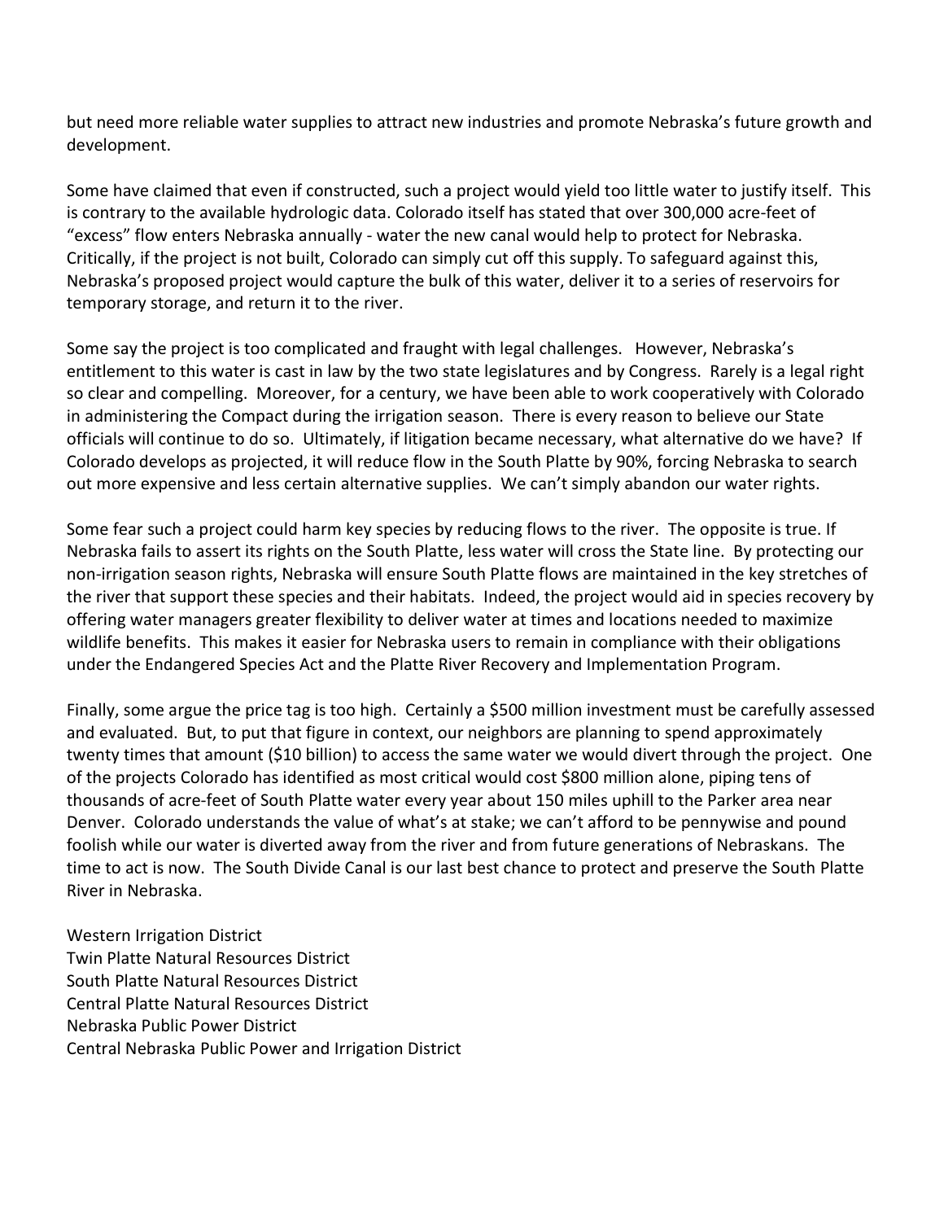but need more reliable water supplies to attract new industries and promote Nebraska's future growth and development.

Some have claimed that even if constructed, such a project would yield too little water to justify itself. This is contrary to the available hydrologic data. Colorado itself has stated that over 300,000 acre-feet of "excess" flow enters Nebraska annually - water the new canal would help to protect for Nebraska. Critically, if the project is not built, Colorado can simply cut off this supply. To safeguard against this, Nebraska's proposed project would capture the bulk of this water, deliver it to a series of reservoirs for temporary storage, and return it to the river.

Some say the project is too complicated and fraught with legal challenges. However, Nebraska's entitlement to this water is cast in law by the two state legislatures and by Congress. Rarely is a legal right so clear and compelling. Moreover, for a century, we have been able to work cooperatively with Colorado in administering the Compact during the irrigation season. There is every reason to believe our State officials will continue to do so. Ultimately, if litigation became necessary, what alternative do we have? If Colorado develops as projected, it will reduce flow in the South Platte by 90%, forcing Nebraska to search out more expensive and less certain alternative supplies. We can't simply abandon our water rights.

Some fear such a project could harm key species by reducing flows to the river. The opposite is true. If Nebraska fails to assert its rights on the South Platte, less water will cross the State line. By protecting our non-irrigation season rights, Nebraska will ensure South Platte flows are maintained in the key stretches of the river that support these species and their habitats. Indeed, the project would aid in species recovery by offering water managers greater flexibility to deliver water at times and locations needed to maximize wildlife benefits. This makes it easier for Nebraska users to remain in compliance with their obligations under the Endangered Species Act and the Platte River Recovery and Implementation Program.

Finally, some argue the price tag is too high. Certainly a $500 million investment must be carefully assessed and evaluated. But, to put that figure in context, our neighbors are planning to spend approximately twenty times that amount ($10 billion) to access the same water we would divert through the project. One of the projects Colorado has identified as most critical would cost $800 million alone, piping tens of thousands of acre-feet of South Platte water every year about 150 miles uphill to the Parker area near Denver. Colorado understands the value of what's at stake; we can't afford to be pennywise and pound foolish while our water is diverted away from the river and from future generations of Nebraskans. The time to act is now. The South Divide Canal is our last best chance to protect and preserve the South Platte River in Nebraska.

Western Irrigation District
Twin Platte Natural Resources District
South Platte Natural Resources District
Central Platte Natural Resources District
Nebraska Public Power District
Central Nebraska Public Power and Irrigation District